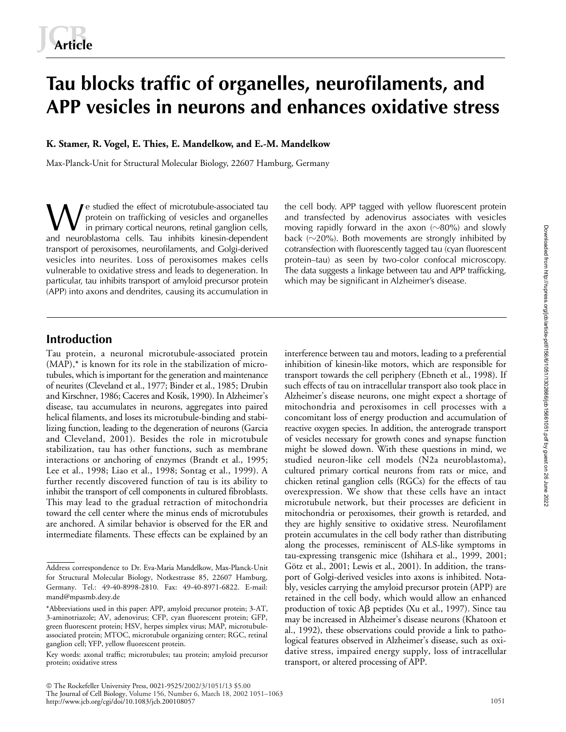# Tau blocks traffic of organelles, neurofilaments, and APP vesicles in neurons and enhances oxidative stress

**K. Stamer, R. Vogel, E. Thies, E. Mandelkow, and E.-M. Mandelkow**

Max-Planck-Unit for Structural Molecular Biology, 22607 Hamburg, Germany

We studied the effect of microtubule-associated tau protein on trafficking of vesicles and organelles in primary cortical neurons, retinal ganglion cells, and neuroblastoma cells. Tau inhibits kinesin-dependent transport of peroxisomes, neurofilaments, and Golgi-derived vesicles into neurites. Loss of peroxisomes makes cells vulnerable to oxidative stress and leads to degeneration. In particular, tau inhibits transport of amyloid precursor protein (APP) into axons and dendrites, causing its accumulation in the cell body. APP tagged with yellow fluorescent protein and transfected by adenovirus associates with vesicles moving rapidly forward in the axon (~80%) and slowly back (~20%). Both movements are strongly inhibited by cotransfection with fluorescently tagged tau (cyan fluorescent protein–tau) as seen by two-color confocal microscopy. The data suggests a linkage between tau and APP trafficking, which may be significant in Alzheimer's disease.

## Introduction

Tau protein, a neuronal microtubule-associated protein (MAP),* is known for its role in the stabilization of microtubules, which is important for the generation and maintenance of neurites (Cleveland et al., 1977; Binder et al., 1985; Drubin and Kirschner, 1986; Caceres and Kosik, 1990). In Alzheimer's disease, tau accumulates in neurons, aggregates into paired helical filaments, and loses its microtubule-binding and stabilizing function, leading to the degeneration of neurons (Garcia and Cleveland, 2001). Besides the role in microtubule stabilization, tau has other functions, such as membrane interactions or anchoring of enzymes (Brandt et al., 1995; Lee et al., 1998; Liao et al., 1998; Sontag et al., 1999). A further recently discovered function of tau is its ability to inhibit the transport of cell components in cultured fibroblasts. This may lead to the gradual retraction of mitochondria toward the cell center where the minus ends of microtubules are anchored. A similar behavior is observed for the ER and intermediate filaments. These effects can be explained by an interference between tau and motors, leading to a preferential inhibition of kinesin-like motors, which are responsible for transport towards the cell periphery (Ebneth et al., 1998). If such effects of tau on intracellular transport also took place in Alzheimer's disease neurons, one might expect a shortage of mitochondria and peroxisomes in cell processes with a concomitant loss of energy production and accumulation of reactive oxygen species. In addition, the anterograde transport of vesicles necessary for growth cones and synapse function might be slowed down. With these questions in mind, we studied neuron-like cell models (N2a neuroblastoma), cultured primary cortical neurons from rats or mice, and chicken retinal ganglion cells (RGCs) for the effects of tau overexpression. We show that these cells have an intact microtubule network, but their processes are deficient in mitochondria or peroxisomes, their growth is retarded, and they are highly sensitive to oxidative stress. Neurofilament protein accumulates in the cell body rather than distributing along the processes, reminiscent of ALS-like symptoms in tau-expressing transgenic mice (Ishihara et al., 1999, 2001; Götz et al., 2001; Lewis et al., 2001). In addition, the transport of Golgi-derived vesicles into axons is inhibited. Notably, vesicles carrying the amyloid precursor protein (APP) are retained in the cell body, which would allow an enhanced production of toxic Aβ peptides (Xu et al., 1997). Since tau may be increased in Alzheimer's disease neurons (Khatoon et al., 1992), these observations could provide a link to pathological features observed in Alzheimer's disease, such as oxidative stress, impaired energy supply, loss of intracellular transport, or altered processing of APP.

---

Address correspondence to Dr. Eva-Maria Mandelkow, Max-Planck-Unit for Structural Molecular Biology, Notkestrasse 85, 22607 Hamburg, Germany. Tel.: 49-40-8998-2810. Fax: 49-40-8971-6822. E-mail: mand@mpasmb.desy.de

*Abbreviations used in this paper: APP, amyloid precursor protein; 3-AT, 3-aminotriazole; AV, adenovirus; CFP, cyan fluorescent protein; GFP, green fluorescent protein; HSV, herpes simplex virus; MAP, microtubule-associated protein; MTOC, microtubule organizing center; RGC, retinal ganglion cell; YFP, yellow fluorescent protein.

Key words: axonal traffic; microtubules; tau protein; amyloid precursor protein; oxidative stress

© The Rockefeller University Press, 0021-9525/2002/3/1051/13 $5.00
http://www.jcb.org/cgi/doi/10.1083/jcb.200108057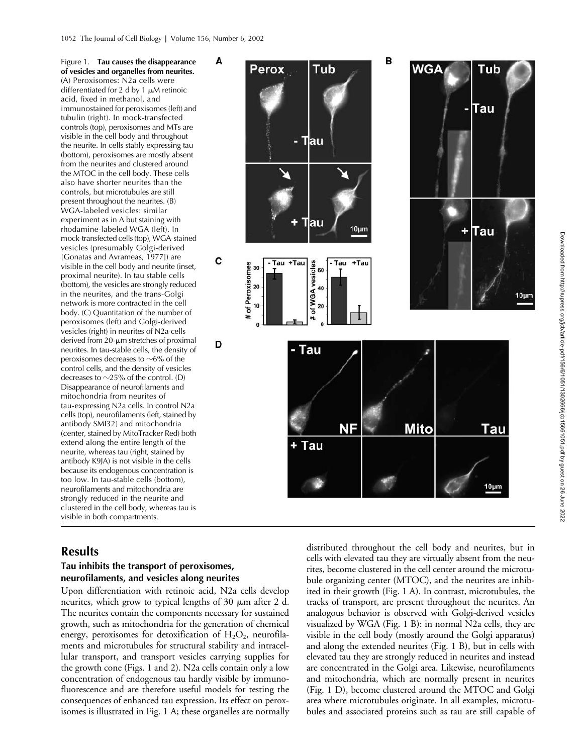Figure 1. **Tau causes the disappearance of vesicles and organelles from neurites.** (A) Peroxisomes: N2a cells were differentiated for 2 d by 1 μM retinoic acid, fixed in methanol, and immunostained for peroxisomes (left) and tubulin (right). In mock-transfected controls (top), peroxisomes and MTs are visible in the cell body and throughout the neurite. In cells stably expressing tau (bottom), peroxisomes are mostly absent from the neurites and clustered around the MTOC in the cell body. These cells also have shorter neurites than the controls, but microtubules are still present throughout the neurites. (B) WGA-labeled vesicles: similar experiment as in A but staining with rhodamine-labeled WGA (left). In mock-transfected cells (top), WGA-stained vesicles (presumably Golgi-derived [Gonatas and Avrameas, 1977]) are visible in the cell body and neurite (inset, proximal neurite). In tau stable cells (bottom), the vesicles are strongly reduced in the neurites, and the trans-Golgi network is more contracted in the cell body. (C) Quantitation of the number of peroxisomes (left) and Golgi-derived vesicles (right) in neurites of N2a cells derived from 20-μm stretches of proximal neurites. In tau-stable cells, the density of peroxisomes decreases to ~6% of the control cells, and the density of vesicles decreases to ~25% of the control. (D) Disappearance of neurofilaments and mitochondria from neurites of tau-expressing N2a cells. In control N2a cells (top), neurofilaments (left, stained by antibody SMI32) and mitochondria (center, stained by MitoTracker Red) both extend along the entire length of the neurite, whereas tau (right, stained by antibody K9JA) is not visible in the cells because its endogenous concentration is too low. In tau-stable cells (bottom), neurofilaments and mitochondria are strongly reduced in the neurite and clustered in the cell body, whereas tau is visible in both compartments.

## Results

### Tau inhibits the transport of peroxisomes, neurofilaments, and vesicles along neurites

Upon differentiation with retinoic acid, N2a cells develop neurites, which grow to typical lengths of 30 μm after 2 d. The neurites contain the components necessary for sustained growth, such as mitochondria for the generation of chemical energy, peroxisomes for detoxification of $H_2O_2$, neurofilaments and microtubules for structural stability and intracellular transport, and transport vesicles carrying supplies for the growth cone (Figs. 1 and 2). N2a cells contain only a low concentration of endogenous tau hardly visible by immunofluorescence and are therefore useful models for testing the consequences of enhanced tau expression. Its effect on peroxisomes is illustrated in Fig. 1 A; these organelles are normally distributed throughout the cell body and neurites, but in cells with elevated tau they are virtually absent from the neurites, become clustered in the cell center around the microtubule organizing center (MTOC), and the neurites are inhibited in their growth (Fig. 1 A). In contrast, microtubules, the tracks of transport, are present throughout the neurites. An analogous behavior is observed with Golgi-derived vesicles visualized by WGA (Fig. 1 B): in normal N2a cells, they are visible in the cell body (mostly around the Golgi apparatus) and along the extended neurites (Fig. 1 B), but in cells with elevated tau they are strongly reduced in neurites and instead are concentrated in the Golgi area. Likewise, neurofilaments and mitochondria, which are normally present in neurites (Fig. 1 D), become clustered around the MTOC and Golgi area where microtubules originate. In all examples, microtubules and associated proteins such as tau are still capable of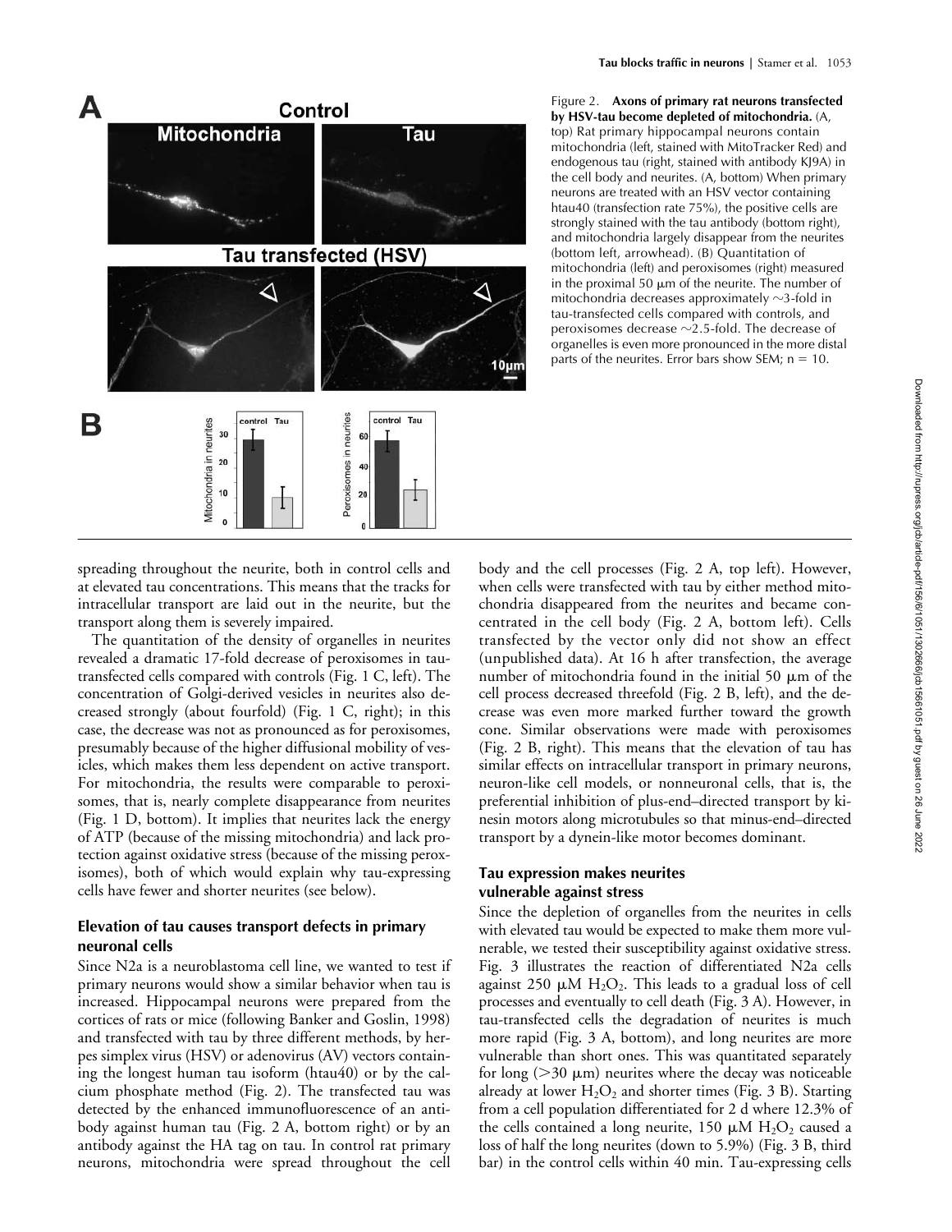Figure 2. **Axons of primary rat neurons transfected by HSV-tau become depleted of mitochondria.** (A, top) Rat primary hippocampal neurons contain mitochondria (left, stained with MitoTracker Red) and endogenous tau (right, stained with antibody KJ9A) in the cell body and neurites. (A, bottom) When primary neurons are treated with an HSV vector containing htau40 (transfection rate 75%), the positive cells are strongly stained with the tau antibody (bottom right), and mitochondria largely disappear from the neurites (bottom left, arrowhead). (B) Quantitation of mitochondria (left) and peroxisomes (right) measured in the proximal 50 μm of the neurite. The number of mitochondria decreases approximately ~3-fold in tau-transfected cells compared with controls, and peroxisomes decrease ~2.5-fold. The decrease of organelles is even more pronounced in the more distal parts of the neurites. Error bars show SEM; n = 10.

spreading throughout the neurite, both in control cells and at elevated tau concentrations. This means that the tracks for intracellular transport are laid out in the neurite, but the transport along them is severely impaired.

The quantitation of the density of organelles in neurites revealed a dramatic 17-fold decrease of peroxisomes in tau-transfected cells compared with controls (Fig. 1 C, left). The concentration of Golgi-derived vesicles in neurites also decreased strongly (about fourfold) (Fig. 1 C, right); in this case, the decrease was not as pronounced as for peroxisomes, presumably because of the higher diffusional mobility of vesicles, which makes them less dependent on active transport. For mitochondria, the results were comparable to peroxisomes, that is, nearly complete disappearance from neurites (Fig. 1 D, bottom). It implies that neurites lack the energy of ATP (because of the missing mitochondria) and lack protection against oxidative stress (because of the missing peroxisomes), both of which would explain why tau-expressing cells have fewer and shorter neurites (see below).

### Elevation of tau causes transport defects in primary neuronal cells

Since N2a is a neuroblastoma cell line, we wanted to test if primary neurons would show a similar behavior when tau is increased. Hippocampal neurons were prepared from the cortices of rats or mice (following Banker and Goslin, 1998) and transfected with tau by three different methods, by herpes simplex virus (HSV) or adenovirus (AV) vectors containing the longest human tau isoform (htau40) or by the calcium phosphate method (Fig. 2). The transfected tau was detected by the enhanced immunofluorescence of an antibody against human tau (Fig. 2 A, bottom right) or by an antibody against the HA tag on tau. In control rat primary neurons, mitochondria were spread throughout the cell body and the cell processes (Fig. 2 A, top left). However, when cells were transfected with tau by either method mitochondria disappeared from the neurites and became concentrated in the cell body (Fig. 2 A, bottom left). Cells transfected by the vector only did not show an effect (unpublished data). At 16 h after transfection, the average number of mitochondria found in the initial 50 μm of the cell process decreased threefold (Fig. 2 B, left), and the decrease was even more marked further toward the growth cone. Similar observations were made with peroxisomes (Fig. 2 B, right). This means that the elevation of tau has similar effects on intracellular transport in primary neurons, neuron-like cell models, or nonneuronal cells, that is, the preferential inhibition of plus-end–directed transport by kinesin motors along microtubules so that minus-end–directed transport by a dynein-like motor becomes dominant.

### Tau expression makes neurites vulnerable against stress

Since the depletion of organelles from the neurites in cells with elevated tau would be expected to make them more vulnerable, we tested their susceptibility against oxidative stress. Fig. 3 illustrates the reaction of differentiated N2a cells against 250 μM $H_2O_2$. This leads to a gradual loss of cell processes and eventually to cell death (Fig. 3 A). However, in tau-transfected cells the degradation of neurites is much more rapid (Fig. 3 A, bottom), and long neurites are more vulnerable than short ones. This was quantitated separately for long (>30 μm) neurites where the decay was noticeable already at lower $H_2O_2$ and shorter times (Fig. 3 B). Starting from a cell population differentiated for 2 d where 12.3% of the cells contained a long neurite, 150 μM $H_2O_2$ caused a loss of half the long neurites (down to 5.9%) (Fig. 3 B, third bar) in the control cells within 40 min. Tau-expressing cells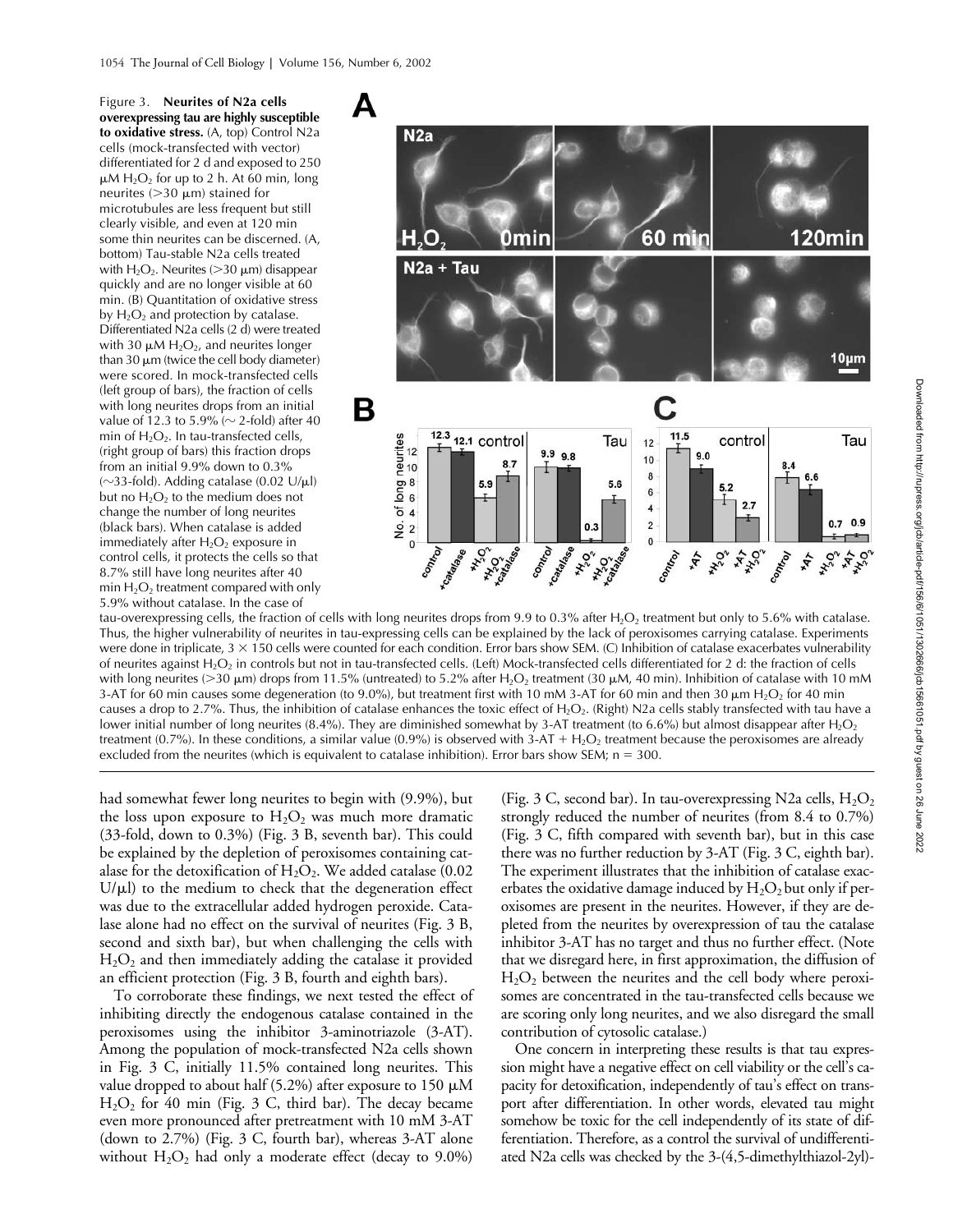Figure 3. **Neurites of N2a cells overexpressing tau are highly susceptible to oxidative stress.** (A, top) Control N2a cells (mock-transfected with vector) differentiated for 2 d and exposed to 250 μM $H_2O_2$ for up to 2 h. At 60 min, long neurites (>30 μm) stained for microtubules are less frequent but still clearly visible, and even at 120 min some thin neurites can be discerned. (A, bottom) Tau-stable N2a cells treated with $H_2O_2$. Neurites (>30 μm) disappear quickly and are no longer visible at 60 min. (B) Quantitation of oxidative stress by $H_2O_2$ and protection by catalase. Differentiated N2a cells (2 d) were treated with 30 μM $H_2O_2$, and neurites longer than 30 μm (twice the cell body diameter) were scored. In mock-transfected cells (left group of bars), the fraction of cells with long neurites drops from an initial value of 12.3 to 5.9% (∼ 2-fold) after 40 min of $H_2O_2$. In tau-transfected cells, (right group of bars) this fraction drops from an initial 9.9% down to 0.3% (∼33-fold). Adding catalase (0.02 U/μl) but no $H_2O_2$ to the medium does not change the number of long neurites (black bars). When catalase is added immediately after $H_2O_2$ exposure in control cells, it protects the cells so that 8.7% still have long neurites after 40 min $H_2O_2$ treatment compared with only 5.9% without catalase. In the case of tau-overexpressing cells, the fraction of cells with long neurites drops from 9.9 to 0.3% after $H_2O_2$ treatment but only to 5.6% with catalase. Thus, the higher vulnerability of neurites in tau-expressing cells can be explained by the lack of peroxisomes carrying catalase. Experiments were done in triplicate, 3 × 150 cells were counted for each condition. Error bars show SEM. (C) Inhibition of catalase exacerbates vulnerability of neurites against $H_2O_2$ in controls but not in tau-transfected cells. (Left) Mock-transfected cells differentiated for 2 d: the fraction of cells with long neurites (>30 μm) drops from 11.5% (untreated) to 5.2% after $H_2O_2$ treatment (30 μM, 40 min). Inhibition of catalase with 10 mM 3-AT for 60 min causes some degeneration (to 9.0%), but treatment first with 10 mM 3-AT for 60 min and then 30 μm $H_2O_2$ for 40 min causes a drop to 2.7%. Thus, the inhibition of catalase enhances the toxic effect of $H_2O_2$. (Right) N2a cells stably transfected with tau have a lower initial number of long neurites (8.4%). They are diminished somewhat by 3-AT treatment (to 6.6%) but almost disappear after $H_2O_2$ treatment (0.7%). In these conditions, a similar value (0.9%) is observed with 3-AT + $H_2O_2$ treatment because the peroxisomes are already excluded from the neurites (which is equivalent to catalase inhibition). Error bars show SEM; n = 300.

had somewhat fewer long neurites to begin with (9.9%), but the loss upon exposure to $H_2O_2$ was much more dramatic (33-fold, down to 0.3%) (Fig. 3 B, seventh bar). This could be explained by the depletion of peroxisomes containing catalase for the detoxification of $H_2O_2$. We added catalase (0.02 U/μl) to the medium to check that the degeneration effect was due to the extracellular added hydrogen peroxide. Catalase alone had no effect on the survival of neurites (Fig. 3 B, second and sixth bar), but when challenging the cells with $H_2O_2$ and then immediately adding the catalase it provided an efficient protection (Fig. 3 B, fourth and eighth bars).

To corroborate these findings, we next tested the effect of inhibiting directly the endogenous catalase contained in the peroxisomes using the inhibitor 3-aminotriazole (3-AT). Among the population of mock-transfected N2a cells shown in Fig. 3 C, initially 11.5% contained long neurites. This value dropped to about half (5.2%) after exposure to 150 μM $H_2O_2$ for 40 min (Fig. 3 C, third bar). The decay became even more pronounced after pretreatment with 10 mM 3-AT (down to 2.7%) (Fig. 3 C, fourth bar), whereas 3-AT alone without $H_2O_2$ had only a moderate effect (decay to 9.0%) (Fig. 3 C, second bar). In tau-overexpressing N2a cells, $H_2O_2$ strongly reduced the number of neurites (from 8.4 to 0.7%) (Fig. 3 C, fifth compared with seventh bar), but in this case there was no further reduction by 3-AT (Fig. 3 C, eighth bar). The experiment illustrates that the inhibition of catalase exacerbates the oxidative damage induced by $H_2O_2$ but only if peroxisomes are present in the neurites. However, if they are depleted from the neurites by overexpression of tau the catalase inhibitor 3-AT has no target and thus no further effect. (Note that we disregard here, in first approximation, the diffusion of $H_2O_2$ between the neurites and the cell body where peroxisomes are concentrated in the tau-transfected cells because we are scoring only long neurites, and we also disregard the small contribution of cytosolic catalase.)

One concern in interpreting these results is that tau expression might have a negative effect on cell viability or the cell's capacity for detoxification, independently of tau's effect on transport after differentiation. In other words, elevated tau might somehow be toxic for the cell independently of its state of differentiation. Therefore, as a control the survival of undifferentiated N2a cells was checked by the 3-(4,5-dimethylthiazol-2yl)-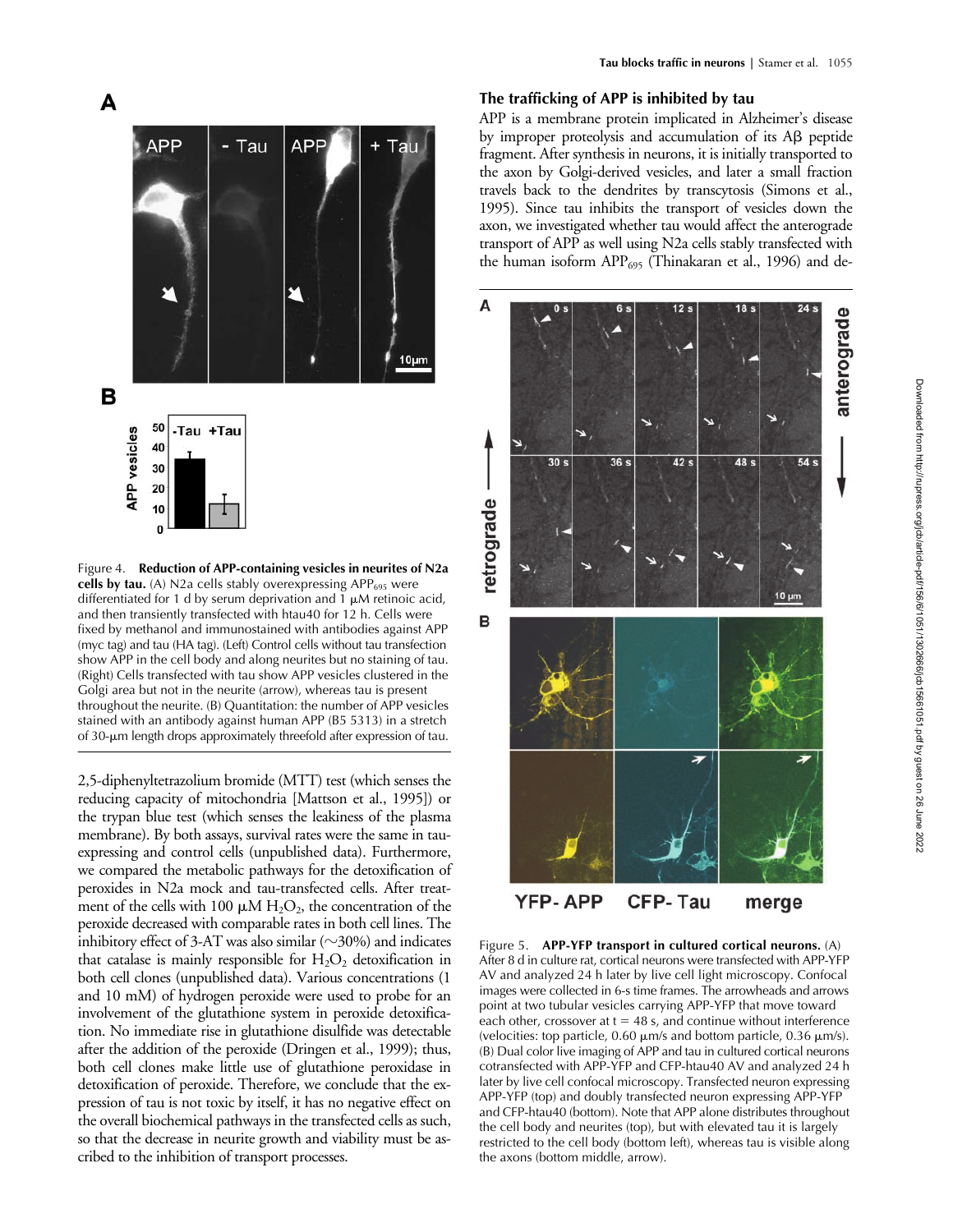Figure 4. **Reduction of APP-containing vesicles in neurites of N2a cells by tau.** (A) N2a cells stably overexpressing $APP_{695}$ were differentiated for 1 d by serum deprivation and 1 μM retinoic acid, and then transiently transfected with htau40 for 12 h. Cells were fixed by methanol and immunostained with antibodies against APP (myc tag) and tau (HA tag). (Left) Control cells without tau transfection show APP in the cell body and along neurites but no staining of tau. (Right) Cells transfected with tau show APP vesicles clustered in the Golgi area but not in the neurite (arrow), whereas tau is present throughout the neurite. (B) Quantitation: the number of APP vesicles stained with an antibody against human APP (B5 5313) in a stretch of 30-μm length drops approximately threefold after expression of tau.

2,5-diphenyltetrazolium bromide (MTT) test (which senses the reducing capacity of mitochondria [Mattson et al., 1995]) or the trypan blue test (which senses the leakiness of the plasma membrane). By both assays, survival rates were the same in tau-expressing and control cells (unpublished data). Furthermore, we compared the metabolic pathways for the detoxification of peroxides in N2a mock and tau-transfected cells. After treatment of the cells with 100 μM $H_2O_2$, the concentration of the peroxide decreased with comparable rates in both cell lines. The inhibitory effect of 3-AT was also similar (~30%) and indicates that catalase is mainly responsible for $H_2O_2$ detoxification in both cell clones (unpublished data). Various concentrations (1 and 10 mM) of hydrogen peroxide were used to probe for an involvement of the glutathione system in peroxide detoxification. No immediate rise in glutathione disulfide was detectable after the addition of the peroxide (Dringen et al., 1999); thus, both cell clones make little use of glutathione peroxidase in detoxification of peroxide. Therefore, we conclude that the expression of tau is not toxic by itself, it has no negative effect on the overall biochemical pathways in the transfected cells as such, so that the decrease in neurite growth and viability must be ascribed to the inhibition of transport processes.

### The trafficking of APP is inhibited by tau

APP is a membrane protein implicated in Alzheimer's disease by improper proteolysis and accumulation of its Aβ peptide fragment. After synthesis in neurons, it is initially transported to the axon by Golgi-derived vesicles, and later a small fraction travels back to the dendrites by transcytosis (Simons et al., 1995). Since tau inhibits the transport of vesicles down the axon, we investigated whether tau would affect the anterograde transport of APP as well using N2a cells stably transfected with the human isoform $APP_{695}$ (Thinakaran et al., 1996) and de-

Figure 5. **APP-YFP transport in cultured cortical neurons.** (A) After 8 d in culture rat, cortical neurons were transfected with APP-YFP AV and analyzed 24 h later by live cell light microscopy. Confocal images were collected in 6-s time frames. The arrowheads and arrows point at two tubular vesicles carrying APP-YFP that move toward each other, crossover at t = 48 s, and continue without interference (velocities: top particle, 0.60 μm/s and bottom particle, 0.36 μm/s). (B) Dual color live imaging of APP and tau in cultured cortical neurons cotransfected with APP-YFP and CFP-htau40 AV and analyzed 24 h later by live cell confocal microscopy. Transfected neuron expressing APP-YFP (top) and doubly transfected neuron expressing APP-YFP and CFP-htau40 (bottom). Note that APP alone distributes throughout the cell body and neurites (top), but with elevated tau it is largely restricted to the cell body (bottom left), whereas tau is visible along the axons (bottom middle, arrow).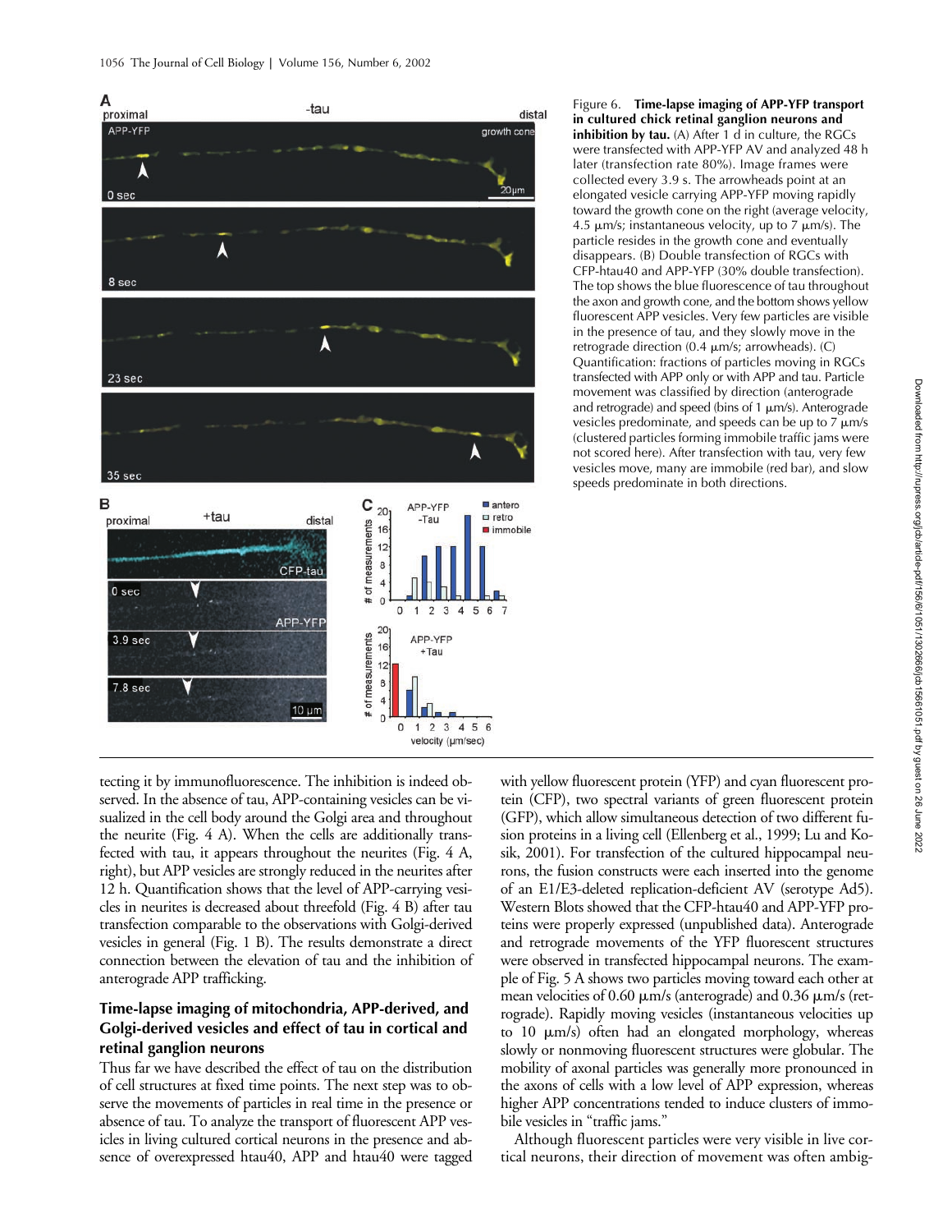Figure 6. **Time-lapse imaging of APP-YFP transport in cultured chick retinal ganglion neurons and inhibition by tau.** (A) After 1 d in culture, the RGCs were transfected with APP-YFP AV and analyzed 48 h later (transfection rate 80%). Image frames were collected every 3.9 s. The arrowheads point at an elongated vesicle carrying APP-YFP moving rapidly toward the growth cone on the right (average velocity, 4.5 μm/s; instantaneous velocity, up to 7 μm/s). The particle resides in the growth cone and eventually disappears. (B) Double transfection of RGCs with CFP-htau40 and APP-YFP (30% double transfection). The top shows the blue fluorescence of tau throughout the axon and growth cone, and the bottom shows yellow fluorescent APP vesicles. Very few particles are visible in the presence of tau, and they slowly move in the retrograde direction (0.4 μm/s; arrowheads). (C) Quantification: fractions of particles moving in RGCs transfected with APP only or with APP and tau. Particle movement was classified by direction (anterograde and retrograde) and speed (bins of 1 μm/s). Anterograde vesicles predominate, and speeds can be up to 7 μm/s (clustered particles forming immobile traffic jams were not scored here). After transfection with tau, very few vesicles move, many are immobile (red bar), and slow speeds predominate in both directions.

tecting it by immunofluorescence. The inhibition is indeed observed. In the absence of tau, APP-containing vesicles can be visualized in the cell body around the Golgi area and throughout the neurite (Fig. 4 A). When the cells are additionally transfected with tau, it appears throughout the neurites (Fig. 4 A, right), but APP vesicles are strongly reduced in the neurites after 12 h. Quantification shows that the level of APP-carrying vesicles in neurites is decreased about threefold (Fig. 4 B) after tau transfection comparable to the observations with Golgi-derived vesicles in general (Fig. 1 B). The results demonstrate a direct connection between the elevation of tau and the inhibition of anterograde APP trafficking.

### Time-lapse imaging of mitochondria, APP-derived, and Golgi-derived vesicles and effect of tau in cortical and retinal ganglion neurons

Thus far we have described the effect of tau on the distribution of cell structures at fixed time points. The next step was to observe the movements of particles in real time in the presence or absence of tau. To analyze the transport of fluorescent APP vesicles in living cultured cortical neurons in the presence and absence of overexpressed htau40, APP and htau40 were tagged with yellow fluorescent protein (YFP) and cyan fluorescent protein (CFP), two spectral variants of green fluorescent protein (GFP), which allow simultaneous detection of two different fusion proteins in a living cell (Ellenberg et al., 1999; Lu and Kosik, 2001). For transfection of the cultured hippocampal neurons, the fusion constructs were each inserted into the genome of an E1/E3-deleted replication-deficient AV (serotype Ad5). Western Blots showed that the CFP-htau40 and APP-YFP proteins were properly expressed (unpublished data). Anterograde and retrograde movements of the YFP fluorescent structures were observed in transfected hippocampal neurons. The example of Fig. 5 A shows two particles moving toward each other at mean velocities of 0.60 μm/s (anterograde) and 0.36 μm/s (retrograde). Rapidly moving vesicles (instantaneous velocities up to 10 μm/s) often had an elongated morphology, whereas slowly or nonmoving fluorescent structures were globular. The mobility of axonal particles was generally more pronounced in the axons of cells with a low level of APP expression, whereas higher APP concentrations tended to induce clusters of immobile vesicles in "traffic jams."

Although fluorescent particles were very visible in live cortical neurons, their direction of movement was often ambig-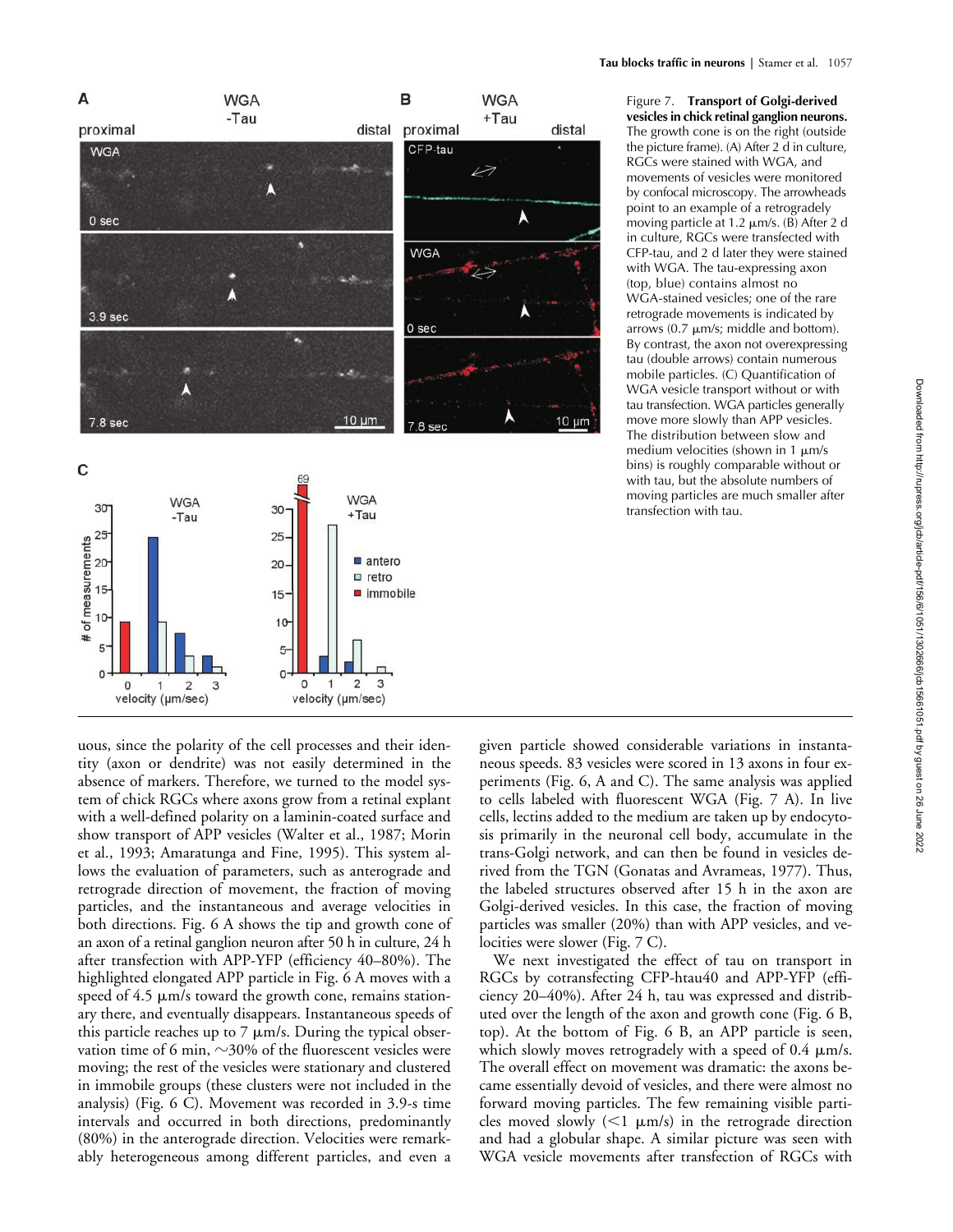Figure 7. **Transport of Golgi-derived vesicles in chick retinal ganglion neurons.** The growth cone is on the right (outside the picture frame). (A) After 2 d in culture, RGCs were stained with WGA, and movements of vesicles were monitored by confocal microscopy. The arrowheads point to an example of a retrogradely moving particle at 1.2 µm/s. (B) After 2 d in culture, RGCs were transfected with CFP-tau, and 2 d later they were stained with WGA. The tau-expressing axon (top, blue) contains almost no WGA-stained vesicles; one of the rare retrograde movements is indicated by arrows (0.7 µm/s; middle and bottom). By contrast, the axon not overexpressing tau (double arrows) contain numerous mobile particles. (C) Quantification of WGA vesicle transport without or with tau transfection. WGA particles generally move more slowly than APP vesicles. The distribution between slow and medium velocities (shown in 1 µm/s bins) is roughly comparable without or with tau, but the absolute numbers of moving particles are much smaller after transfection with tau.

uous, since the polarity of the cell processes and their identity (axon or dendrite) was not easily determined in the absence of markers. Therefore, we turned to the model system of chick RGCs where axons grow from a retinal explant with a well-defined polarity on a laminin-coated surface and show transport of APP vesicles (Walter et al., 1987; Morin et al., 1993; Amaratunga and Fine, 1995). This system allows the evaluation of parameters, such as anterograde and retrograde direction of movement, the fraction of moving particles, and the instantaneous and average velocities in both directions. Fig. 6 A shows the tip and growth cone of an axon of a retinal ganglion neuron after 50 h in culture, 24 h after transfection with APP-YFP (efficiency 40–80%). The highlighted elongated APP particle in Fig. 6 A moves with a speed of 4.5 µm/s toward the growth cone, remains stationary there, and eventually disappears. Instantaneous speeds of this particle reaches up to 7 µm/s. During the typical observation time of 6 min, ~30% of the fluorescent vesicles were moving; the rest of the vesicles were stationary and clustered in immobile groups (these clusters were not included in the analysis) (Fig. 6 C). Movement was recorded in 3.9-s time intervals and occurred in both directions, predominantly (80%) in the anterograde direction. Velocities were remarkably heterogeneous among different particles, and even a given particle showed considerable variations in instantaneous speeds. 83 vesicles were scored in 13 axons in four experiments (Fig. 6, A and C). The same analysis was applied to cells labeled with fluorescent WGA (Fig. 7 A). In live cells, lectins added to the medium are taken up by endocytosis primarily in the neuronal cell body, accumulate in the trans-Golgi network, and can then be found in vesicles derived from the TGN (Gonatas and Avrameas, 1977). Thus, the labeled structures observed after 15 h in the axon are Golgi-derived vesicles. In this case, the fraction of moving particles was smaller (20%) than with APP vesicles, and velocities were slower (Fig. 7 C).

We next investigated the effect of tau on transport in RGCs by cotransfecting CFP-htau40 and APP-YFP (efficiency 20–40%). After 24 h, tau was expressed and distributed over the length of the axon and growth cone (Fig. 6 B, top). At the bottom of Fig. 6 B, an APP particle is seen, which slowly moves retrogradely with a speed of 0.4 µm/s. The overall effect on movement was dramatic: the axons became essentially devoid of vesicles, and there were almost no forward moving particles. The few remaining visible particles moved slowly (<1 µm/s) in the retrograde direction and had a globular shape. A similar picture was seen with WGA vesicle movements after transfection of RGCs with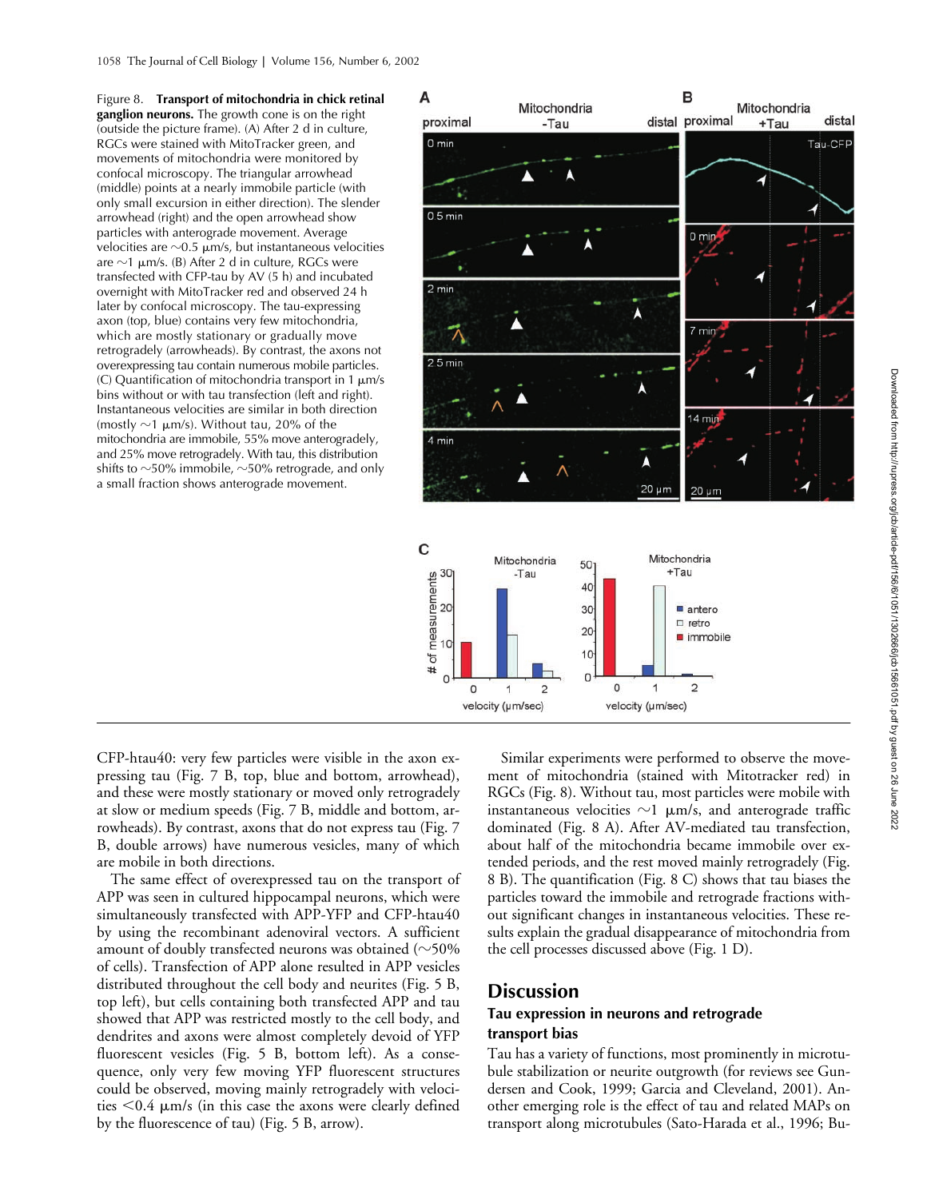Figure 8. **Transport of mitochondria in chick retinal ganglion neurons.** The growth cone is on the right (outside the picture frame). (A) After 2 d in culture, RGCs were stained with MitoTracker green, and movements of mitochondria were monitored by confocal microscopy. The triangular arrowhead (middle) points at a nearly immobile particle (with only small excursion in either direction). The slender arrowhead (right) and the open arrowhead show particles with anterograde movement. Average velocities are ~0.5 μm/s, but instantaneous velocities are ~1 μm/s. (B) After 2 d in culture, RGCs were transfected with CFP-tau by AV (5 h) and incubated overnight with MitoTracker red and observed 24 h later by confocal microscopy. The tau-expressing axon (top, blue) contains very few mitochondria, which are mostly stationary or gradually move retrogradely (arrowheads). By contrast, the axons not overexpressing tau contain numerous mobile particles. (C) Quantification of mitochondria transport in 1 μm/s bins without or with tau transfection (left and right). Instantaneous velocities are similar in both direction (mostly ~1 μm/s). Without tau, 20% of the mitochondria are immobile, 55% move anterogradely, and 25% move retrogradely. With tau, this distribution shifts to ~50% immobile, ~50% retrograde, and only a small fraction shows anterograde movement.

CFP-htau40: very few particles were visible in the axon expressing tau (Fig. 7 B, top, blue and bottom, arrowhead), and these were mostly stationary or moved only retrogradely at slow or medium speeds (Fig. 7 B, middle and bottom, arrowheads). By contrast, axons that do not express tau (Fig. 7 B, double arrows) have numerous vesicles, many of which are mobile in both directions.

The same effect of overexpressed tau on the transport of APP was seen in cultured hippocampal neurons, which were simultaneously transfected with APP-YFP and CFP-htau40 by using the recombinant adenoviral vectors. A sufficient amount of doubly transfected neurons was obtained (~50% of cells). Transfection of APP alone resulted in APP vesicles distributed throughout the cell body and neurites (Fig. 5 B, top left), but cells containing both transfected APP and tau showed that APP was restricted mostly to the cell body, and dendrites and axons were almost completely devoid of YFP fluorescent vesicles (Fig. 5 B, bottom left). As a consequence, only very few moving YFP fluorescent structures could be observed, moving mainly retrogradely with velocities <0.4 μm/s (in this case the axons were clearly defined by the fluorescence of tau) (Fig. 5 B, arrow).

Similar experiments were performed to observe the movement of mitochondria (stained with Mitotracker red) in RGCs (Fig. 8). Without tau, most particles were mobile with instantaneous velocities ~1 μm/s, and anterograde traffic dominated (Fig. 8 A). After AV-mediated tau transfection, about half of the mitochondria became immobile over extended periods, and the rest moved mainly retrogradely (Fig. 8 B). The quantification (Fig. 8 C) shows that tau biases the particles toward the immobile and retrograde fractions without significant changes in instantaneous velocities. These results explain the gradual disappearance of mitochondria from the cell processes discussed above (Fig. 1 D).

# Discussion

## Tau expression in neurons and retrograde transport bias

Tau has a variety of functions, most prominently in microtubule stabilization or neurite outgrowth (for reviews see Gundersen and Cook, 1999; Garcia and Cleveland, 2001). Another emerging role is the effect of tau and related MAPs on transport along microtubules (Sato-Harada et al., 1996; Bu-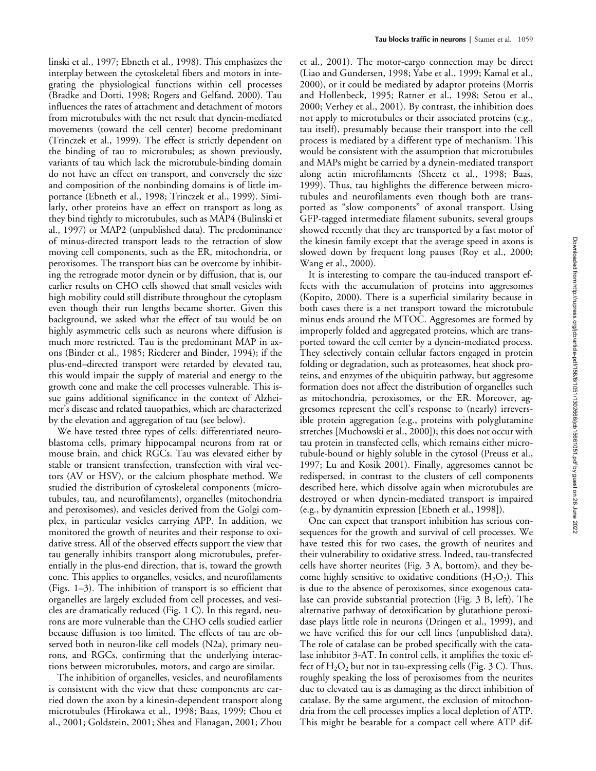linski et al., 1997; Ebneth et al., 1998). This emphasizes the interplay between the cytoskeletal fibers and motors in integrating the physiological functions within cell processes (Bradke and Dotti, 1998; Rogers and Gelfand, 2000). Tau influences the rates of attachment and detachment of motors from microtubules with the net result that dynein-mediated movements (toward the cell center) become predominant (Trinczek et al., 1999). The effect is strictly dependent on the binding of tau to microtubules; as shown previously, variants of tau which lack the microtubule-binding domain do not have an effect on transport, and conversely the size and composition of the nonbinding domains is of little importance (Ebneth et al., 1998; Trinczek et al., 1999). Similarly, other proteins have an effect on transport as long as they bind tightly to microtubules, such as MAP4 (Bulinski et al., 1997) or MAP2 (unpublished data). The predominance of minus-directed transport leads to the retraction of slow moving cell components, such as the ER, mitochondria, or peroxisomes. The transport bias can be overcome by inhibiting the retrograde motor dynein or by diffusion, that is, our earlier results on CHO cells showed that small vesicles with high mobility could still distribute throughout the cytoplasm even though their run lengths became shorter. Given this background, we asked what the effect of tau would be on highly asymmetric cells such as neurons where diffusion is much more restricted. Tau is the predominant MAP in axons (Binder et al., 1985; Riederer and Binder, 1994); if the plus-end–directed transport were retarded by elevated tau, this would impair the supply of material and energy to the growth cone and make the cell processes vulnerable. This issue gains additional significance in the context of Alzheimer's disease and related tauopathies, which are characterized by the elevation and aggregation of tau (see below).

We have tested three types of cells: differentiated neuroblastoma cells, primary hippocampal neurons from rat or mouse brain, and chick RGCs. Tau was elevated either by stable or transient transfection, transfection with viral vectors (AV or HSV), or the calcium phosphate method. We studied the distribution of cytoskeletal components (microtubules, tau, and neurofilaments), organelles (mitochondria and peroxisomes), and vesicles derived from the Golgi complex, in particular vesicles carrying APP. In addition, we monitored the growth of neurites and their response to oxidative stress. All of the observed effects support the view that tau generally inhibits transport along microtubules, preferentially in the plus-end direction, that is, toward the growth cone. This applies to organelles, vesicles, and neurofilaments (Figs. 1–3). The inhibition of transport is so efficient that organelles are largely excluded from cell processes, and vesicles are dramatically reduced (Fig. 1 C). In this regard, neurons are more vulnerable than the CHO cells studied earlier because diffusion is too limited. The effects of tau are observed both in neuron-like cell models (N2a), primary neurons, and RGCs, confirming that the underlying interactions between microtubules, motors, and cargo are similar.

The inhibition of organelles, vesicles, and neurofilaments is consistent with the view that these components are carried down the axon by a kinesin-dependent transport along microtubules (Hirokawa et al., 1998; Baas, 1999; Chou et al., 2001; Goldstein, 2001; Shea and Flanagan, 2001; Zhou et al., 2001). The motor-cargo connection may be direct (Liao and Gundersen, 1998; Yabe et al., 1999; Kamal et al., 2000), or it could be mediated by adaptor proteins (Morris and Hollenbeck, 1995; Ratner et al., 1998; Setou et al., 2000; Verhey et al., 2001). By contrast, the inhibition does not apply to microtubules or their associated proteins (e.g., tau itself), presumably because their transport into the cell process is mediated by a different type of mechanism. This would be consistent with the assumption that microtubules and MAPs might be carried by a dynein-mediated transport along actin microfilaments (Sheetz et al., 1998; Baas, 1999). Thus, tau highlights the difference between microtubules and neurofilaments even though both are transported as "slow components" of axonal transport. Using GFP-tagged intermediate filament subunits, several groups showed recently that they are transported by a fast motor of the kinesin family except that the average speed in axons is slowed down by frequent long pauses (Roy et al., 2000; Wang et al., 2000).

It is interesting to compare the tau-induced transport effects with the accumulation of proteins into aggresomes (Kopito, 2000). There is a superficial similarity because in both cases there is a net transport toward the microtubule minus ends around the MTOC. Aggresomes are formed by improperly folded and aggregated proteins, which are transported toward the cell center by a dynein-mediated process. They selectively contain cellular factors engaged in protein folding or degradation, such as proteasomes, heat shock proteins, and enzymes of the ubiquitin pathway, but aggresome formation does not affect the distribution of organelles such as mitochondria, peroxisomes, or the ER. Moreover, aggresomes represent the cell's response to (nearly) irreversible protein aggregation (e.g., proteins with polyglutamine stretches [Muchowski et al., 2000]); this does not occur with tau protein in transfected cells, which remains either microtubule-bound or highly soluble in the cytosol (Preuss et al., 1997; Lu and Kosik 2001). Finally, aggresomes cannot be redispersed, in contrast to the clusters of cell components described here, which dissolve again when microtubules are destroyed or when dynein-mediated transport is impaired (e.g., by dynamitin expression [Ebneth et al., 1998]).

One can expect that transport inhibition has serious consequences for the growth and survival of cell processes. We have tested this for two cases, the growth of neurites and their vulnerability to oxidative stress. Indeed, tau-transfected cells have shorter neurites (Fig. 3 A, bottom), and they become highly sensitive to oxidative conditions ($H_2O_2$). This is due to the absence of peroxisomes, since exogenous catalase can provide substantial protection (Fig. 3 B, left). The alternative pathway of detoxification by glutathione peroxidase plays little role in neurons (Dringen et al., 1999), and we have verified this for our cell lines (unpublished data). The role of catalase can be probed specifically with the catalase inhibitor 3-AT. In control cells, it amplifies the toxic effect of $H_2O_2$ but not in tau-expressing cells (Fig. 3 C). Thus, roughly speaking the loss of peroxisomes from the neurites due to elevated tau is as damaging as the direct inhibition of catalase. By the same argument, the exclusion of mitochondria from the cell processes implies a local depletion of ATP. This might be bearable for a compact cell where ATP dif-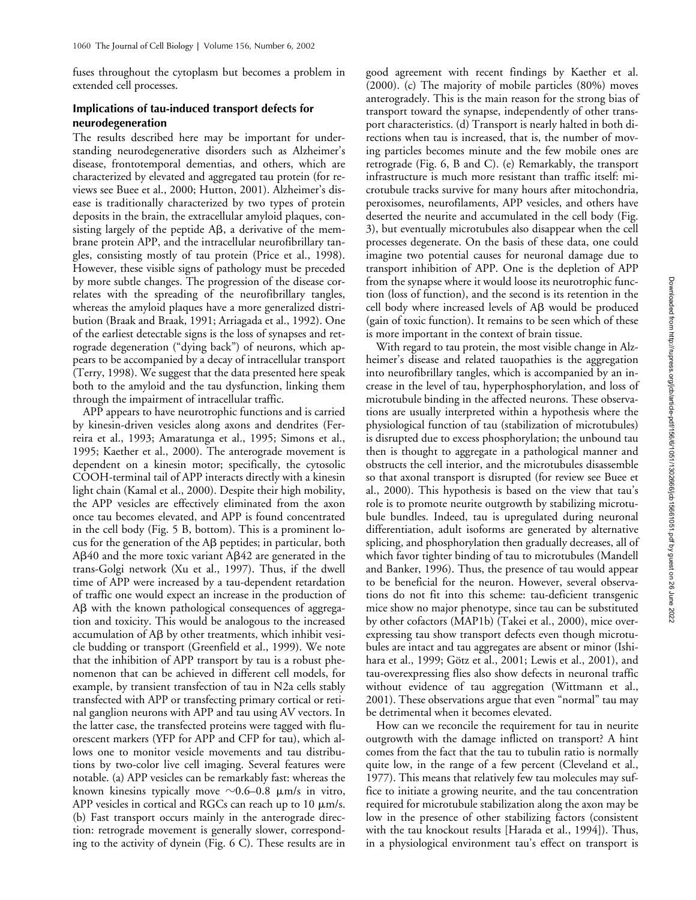fuses throughout the cytoplasm but becomes a problem in extended cell processes.

### Implications of tau-induced transport defects for neurodegeneration

The results described here may be important for understanding neurodegenerative disorders such as Alzheimer's disease, frontotemporal dementias, and others, which are characterized by elevated and aggregated tau protein (for reviews see Buee et al., 2000; Hutton, 2001). Alzheimer's disease is traditionally characterized by two types of protein deposits in the brain, the extracellular amyloid plaques, consisting largely of the peptide Aβ, a derivative of the membrane protein APP, and the intracellular neurofibrillary tangles, consisting mostly of tau protein (Price et al., 1998). However, these visible signs of pathology must be preceded by more subtle changes. The progression of the disease correlates with the spreading of the neurofibrillary tangles, whereas the amyloid plaques have a more generalized distribution (Braak and Braak, 1991; Arriagada et al., 1992). One of the earliest detectable signs is the loss of synapses and retrograde degeneration ("dying back") of neurons, which appears to be accompanied by a decay of intracellular transport (Terry, 1998). We suggest that the data presented here speak both to the amyloid and the tau dysfunction, linking them through the impairment of intracellular traffic.

APP appears to have neurotrophic functions and is carried by kinesin-driven vesicles along axons and dendrites (Ferreira et al., 1993; Amaratunga et al., 1995; Simons et al., 1995; Kaether et al., 2000). The anterograde movement is dependent on a kinesin motor; specifically, the cytosolic COOH-terminal tail of APP interacts directly with a kinesin light chain (Kamal et al., 2000). Despite their high mobility, the APP vesicles are effectively eliminated from the axon once tau becomes elevated, and APP is found concentrated in the cell body (Fig. 5 B, bottom). This is a prominent locus for the generation of the Aβ peptides; in particular, both Aβ40 and the more toxic variant Aβ42 are generated in the trans-Golgi network (Xu et al., 1997). Thus, if the dwell time of APP were increased by a tau-dependent retardation of traffic one would expect an increase in the production of Aβ with the known pathological consequences of aggregation and toxicity. This would be analogous to the increased accumulation of Aβ by other treatments, which inhibit vesicle budding or transport (Greenfield et al., 1999). We note that the inhibition of APP transport by tau is a robust phenomenon that can be achieved in different cell models, for example, by transient transfection of tau in N2a cells stably transfected with APP or transfecting primary cortical or retinal ganglion neurons with APP and tau using AV vectors. In the latter case, the transfected proteins were tagged with fluorescent markers (YFP for APP and CFP for tau), which allows one to monitor vesicle movements and tau distributions by two-color live cell imaging. Several features were notable. (a) APP vesicles can be remarkably fast: whereas the known kinesins typically move ∼0.6–0.8 μm/s in vitro, APP vesicles in cortical and RGCs can reach up to 10 μm/s. (b) Fast transport occurs mainly in the anterograde direction: retrograde movement is generally slower, corresponding to the activity of dynein (Fig. 6 C). These results are in good agreement with recent findings by Kaether et al. (2000). (c) The majority of mobile particles (80%) moves anterogradely. This is the main reason for the strong bias of transport toward the synapse, independently of other transport characteristics. (d) Transport is nearly halted in both directions when tau is increased, that is, the number of moving particles becomes minute and the few mobile ones are retrograde (Fig. 6, B and C). (e) Remarkably, the transport infrastructure is much more resistant than traffic itself: microtubule tracks survive for many hours after mitochondria, peroxisomes, neurofilaments, APP vesicles, and others have deserted the neurite and accumulated in the cell body (Fig. 3), but eventually microtubules also disappear when the cell processes degenerate. On the basis of these data, one could imagine two potential causes for neuronal damage due to transport inhibition of APP. One is the depletion of APP from the synapse where it would loose its neurotrophic function (loss of function), and the second is its retention in the cell body where increased levels of Aβ would be produced (gain of toxic function). It remains to be seen which of these is more important in the context of brain tissue.

With regard to tau protein, the most visible change in Alzheimer's disease and related tauopathies is the aggregation into neurofibrillary tangles, which is accompanied by an increase in the level of tau, hyperphosphorylation, and loss of microtubule binding in the affected neurons. These observations are usually interpreted within a hypothesis where the physiological function of tau (stabilization of microtubules) is disrupted due to excess phosphorylation; the unbound tau then is thought to aggregate in a pathological manner and obstructs the cell interior, and the microtubules disassemble so that axonal transport is disrupted (for review see Buee et al., 2000). This hypothesis is based on the view that tau's role is to promote neurite outgrowth by stabilizing microtubule bundles. Indeed, tau is upregulated during neuronal differentiation, adult isoforms are generated by alternative splicing, and phosphorylation then gradually decreases, all of which favor tighter binding of tau to microtubules (Mandell and Banker, 1996). Thus, the presence of tau would appear to be beneficial for the neuron. However, several observations do not fit into this scheme: tau-deficient transgenic mice show no major phenotype, since tau can be substituted by other cofactors (MAP1b) (Takei et al., 2000), mice overexpressing tau show transport defects even though microtubules are intact and tau aggregates are absent or minor (Ishihara et al., 1999; Götz et al., 2001; Lewis et al., 2001), and tau-overexpressing flies also show defects in neuronal traffic without evidence of tau aggregation (Wittmann et al., 2001). These observations argue that even "normal" tau may be detrimental when it becomes elevated.

How can we reconcile the requirement for tau in neurite outgrowth with the damage inflicted on transport? A hint comes from the fact that the tau to tubulin ratio is normally quite low, in the range of a few percent (Cleveland et al., 1977). This means that relatively few tau molecules may suffice to initiate a growing neurite, and the tau concentration required for microtubule stabilization along the axon may be low in the presence of other stabilizing factors (consistent with the tau knockout results [Harada et al., 1994]). Thus, in a physiological environment tau's effect on transport is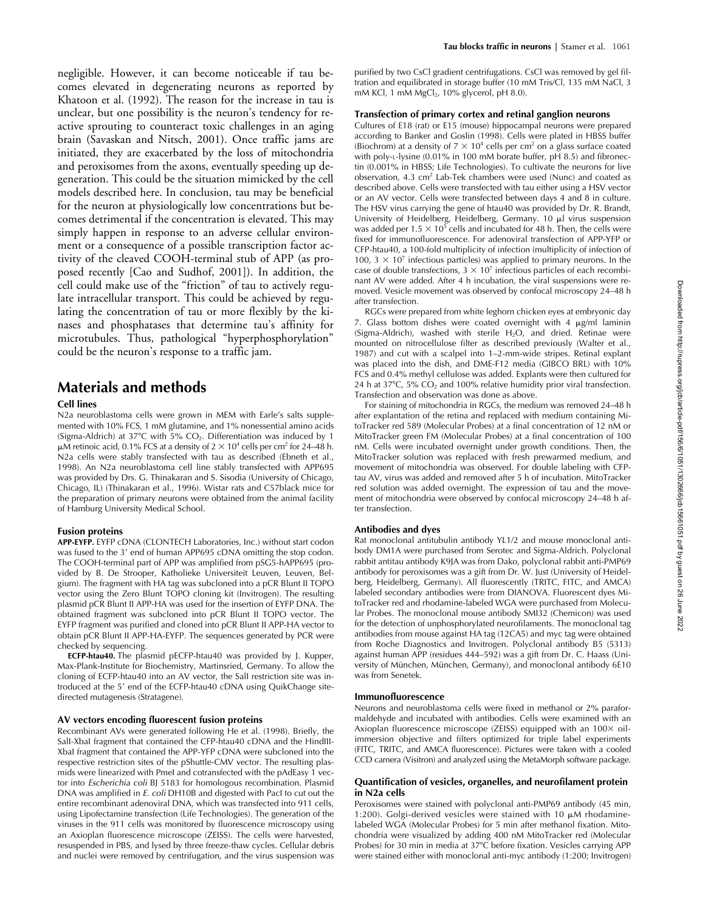negligible. However, it can become noticeable if tau becomes elevated in degenerating neurons as reported by Khatoon et al. (1992). The reason for the increase in tau is unclear, but one possibility is the neuron's tendency for reactive sprouting to counteract toxic challenges in an aging brain (Savaskan and Nitsch, 2001). Once traffic jams are initiated, they are exacerbated by the loss of mitochondria and peroxisomes from the axons, eventually speeding up degeneration. This could be the situation mimicked by the cell models described here. In conclusion, tau may be beneficial for the neuron at physiologically low concentrations but becomes detrimental if the concentration is elevated. This may simply happen in response to an adverse cellular environment or a consequence of a possible transcription factor activity of the cleaved COOH-terminal stub of APP (as proposed recently [Cao and Sudhof, 2001]). In addition, the cell could make use of the "friction" of tau to actively regulate intracellular transport. This could be achieved by regulating the concentration of tau or more flexibly by the kinases and phosphatases that determine tau's affinity for microtubules. Thus, pathological "hyperphosphorylation" could be the neuron's response to a traffic jam.

# Materials and methods

### Cell lines

N2a neuroblastoma cells were grown in MEM with Earle's salts supplemented with 10% FCS, 1 mM glutamine, and 1% nonessential amino acids (Sigma-Aldrich) at 37°C with 5% $CO_2$. Differentiation was induced by 1 μM retinoic acid, 0.1% FCS at a density of $2 \times 10^4$ cells per $cm^2$ for 24–48 h. N2a cells were stably transfected with tau as described (Ebneth et al., 1998). An N2a neuroblastoma cell line stably transfected with APP695 was provided by Drs. G. Thinakaran and S. Sisodia (University of Chicago, Chicago, IL) (Thinakaran et al., 1996). Wistar rats and C57black mice for the preparation of primary neurons were obtained from the animal facility of Hamburg University Medical School.

### Fusion proteins

**APP-EYFP.** EYFP cDNA (CLONTECH Laboratories, Inc.) without start codon was fused to the 3′ end of human APP695 cDNA omitting the stop codon. The COOH-terminal part of APP was amplified from pSG5-hAPP695 (provided by B. De Strooper, Katholieke Universiteit Leuven, Leuven, Belgium). The fragment with HA tag was subcloned into a pCR Blunt II TOPO vector using the Zero Blunt TOPO cloning kit (Invitrogen). The resulting plasmid pCR Blunt II APP-HA was used for the insertion of EYFP DNA. The obtained fragment was subcloned into pCR Blunt II TOPO vector. The EYFP fragment was purified and cloned into pCR Blunt II APP-HA vector to obtain pCR Blunt II APP-HA-EYFP. The sequences generated by PCR were checked by sequencing.

**ECFP-htau40.** The plasmid pECFP-htau40 was provided by J. Kupper, Max-Plank-Institute for Biochemistry, Martinsried, Germany. To allow the cloning of ECFP-htau40 into an AV vector, the SalI restriction site was introduced at the 5′ end of the ECFP-htau40 cDNA using QuikChange site-directed mutagenesis (Stratagene).

### AV vectors encoding fluorescent fusion proteins

Recombinant AVs were generated following He et al. (1998). Briefly, the SalI-XbaI fragment that contained the CFP-htau40 cDNA and the HindIII-XbaI fragment that contained the APP-YFP cDNA were subcloned into the respective restriction sites of the pShuttle-CMV vector. The resulting plasmids were linearized with PmeI and cotransfected with the pAdEasy 1 vector into *Escherichia coli* BJ 5183 for homologous recombination. Plasmid DNA was amplified in *E. coli* DH10B and digested with PacI to cut out the entire recombinant adenoviral DNA, which was transfected into 911 cells, using Lipofectamine transfection (Life Technologies). The generation of the viruses in the 911 cells was monitored by fluorescence microscopy using an Axioplan fluorescence microscope (ZEISS). The cells were harvested, resuspended in PBS, and lysed by three freeze-thaw cycles. Cellular debris and nuclei were removed by centrifugation, and the virus suspension was purified by two CsCl gradient centrifugations. CsCl was removed by gel filtration and equilibrated in storage buffer (10 mM Tris/Cl, 135 mM NaCl, 3 mM KCl, 1 mM $MgCl_2$, 10% glycerol, pH 8.0).

### Transfection of primary cortex and retinal ganglion neurons

Cultures of E18 (rat) or E15 (mouse) hippocampal neurons were prepared according to Banker and Goslin (1998). Cells were plated in HBSS buffer (Biochrom) at a density of $7 \times 10^4$ cells per $cm^2$ on a glass surface coated with poly-L-lysine (0.01% in 100 mM borate buffer, pH 8.5) and fibronectin (0.001% in HBSS; Life Technologies). To cultivate the neurons for live observation, 4.3 $cm^2$ Lab-Tek chambers were used (Nunc) and coated as described above. Cells were transfected with tau either using a HSV vector or an AV vector. Cells were transfected between days 4 and 8 in culture. The HSV virus carrying the gene of htau40 was provided by Dr. R. Brandt, University of Heidelberg, Heidelberg, Germany. 10 μl virus suspension was added per $1.5 \times 10^5$ cells and incubated for 48 h. Then, the cells were fixed for immunofluorescence. For adenoviral transfection of APP-YFP or CFP-htau40, a 100-fold multiplicity of infection (multiplicity of infection of 100, $3 \times 10^7$ infectious particles) was applied to primary neurons. In the case of double transfections, $3 \times 10^7$ infectious particles of each recombinant AV were added. After 4 h incubation, the viral suspensions were removed. Vesicle movement was observed by confocal microscopy 24–48 h after transfection.

RGCs were prepared from white leghorn chicken eyes at embryonic day 7. Glass bottom dishes were coated overnight with 4 μg/ml laminin (Sigma-Aldrich), washed with sterile $H_2O$, and dried. Retinae were mounted on nitrocellulose filter as described previously (Walter et al., 1987) and cut with a scalpel into 1–2-mm-wide stripes. Retinal explant was placed into the dish, and DME-F12 media (GIBCO BRL) with 10% FCS and 0.4% methyl cellulose was added. Explants were then cultured for 24 h at 37°C, 5% $CO_2$ and 100% relative humidity prior viral transfection. Transfection and observation was done as above.

For staining of mitochondria in RGCs, the medium was removed 24–48 h after explantation of the retina and replaced with medium containing MitoTracker red 589 (Molecular Probes) at a final concentration of 12 nM or MitoTracker green FM (Molecular Probes) at a final concentration of 100 nM. Cells were incubated overnight under growth conditions. Then, the MitoTracker solution was replaced with fresh prewarmed medium, and movement of mitochondria was observed. For double labeling with CFP-tau AV, virus was added and removed after 5 h of incubation. MitoTracker red solution was added overnight. The expression of tau and the movement of mitochondria were observed by confocal microscopy 24–48 h after transfection.

### Antibodies and dyes

Rat monoclonal antitubulin antibody YL1/2 and mouse monoclonal antibody DM1A were purchased from Serotec and Sigma-Aldrich. Polyclonal rabbit antitau antibody K9JA was from Dako, polyclonal rabbit anti-PMP69 antibody for peroxisomes was a gift from Dr. W. Just (University of Heidelberg, Heidelberg, Germany). All fluorescently (TRITC, FITC, and AMCA) labeled secondary antibodies were from DIANOVA. Fluorescent dyes MitoTracker red and rhodamine-labeled WGA were purchased from Molecular Probes. The monoclonal mouse antibody SMI32 (Chemicon) was used for the detection of unphosphorylated neurofilaments. The monoclonal tag antibodies from mouse against HA tag (12CA5) and myc tag were obtained from Roche Diagnostics and Invitrogen. Polyclonal antibody B5 (5313) against human APP (residues 444–592) was a gift from Dr. C. Haass (University of München, München, Germany), and monoclonal antibody 6E10 was from Senetek.

### Immunofluorescence

Neurons and neuroblastoma cells were fixed in methanol or 2% paraformaldehyde and incubated with antibodies. Cells were examined with an Axioplan fluorescence microscope (ZEISS) equipped with an 100× oil-immersion objective and filters optimized for triple label experiments (FITC, TRITC, and AMCA fluorescence). Pictures were taken with a cooled CCD camera (Visitron) and analyzed using the MetaMorph software package.

### Quantification of vesicles, organelles, and neurofilament protein in N2a cells

Peroxisomes were stained with polyclonal anti-PMP69 antibody (45 min, 1:200). Golgi-derived vesicles were stained with 10 μM rhodamine-labeled WGA (Molecular Probes) for 5 min after methanol fixation. Mitochondria were visualized by adding 400 nM MitoTracker red (Molecular Probes) for 30 min in media at 37°C before fixation. Vesicles carrying APP were stained either with monoclonal anti-myc antibody (1:200; Invitrogen)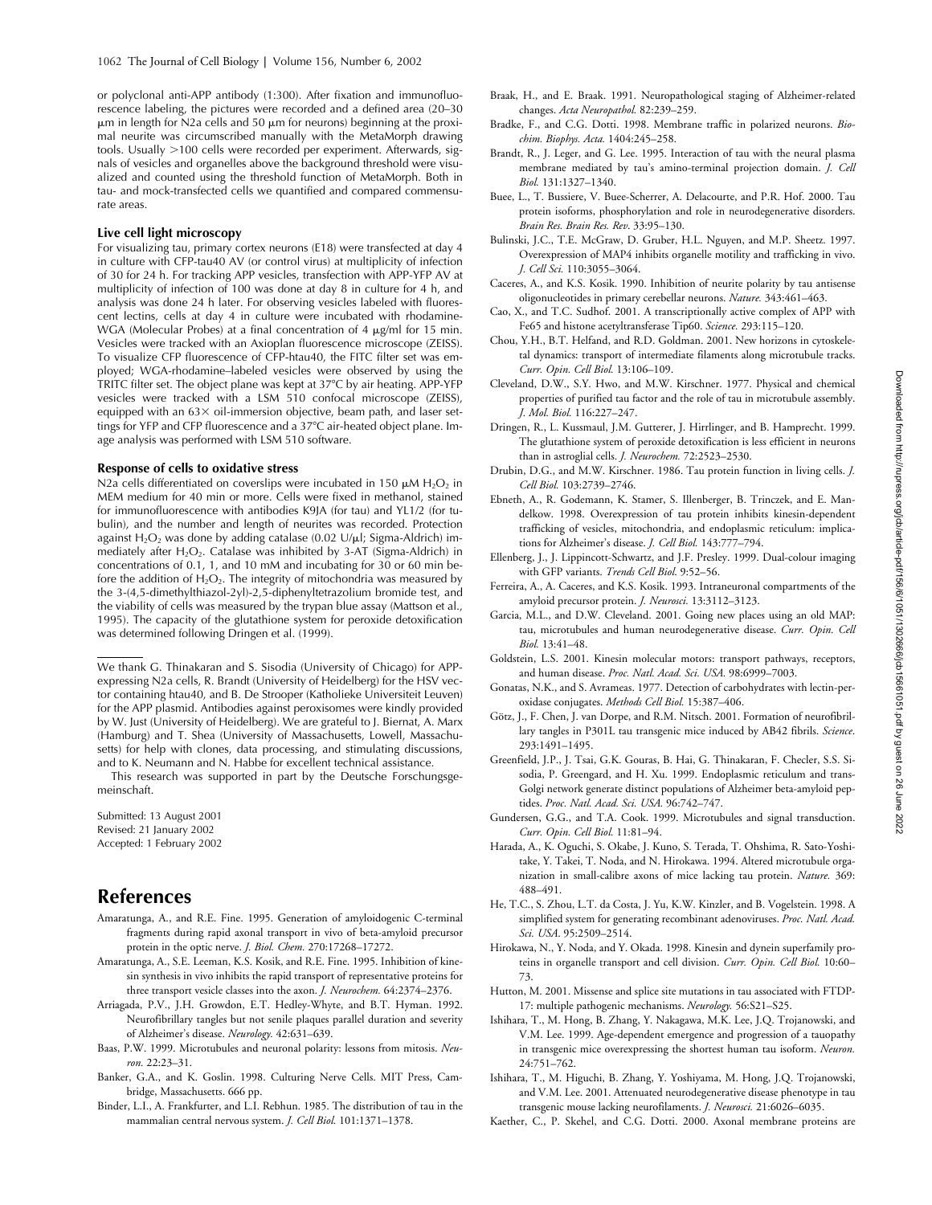or polyclonal anti-APP antibody (1:300). After fixation and immunofluorescence labeling, the pictures were recorded and a defined area (20–30 μm in length for N2a cells and 50 μm for neurons) beginning at the proximal neurite was circumscribed manually with the MetaMorph drawing tools. Usually >100 cells were recorded per experiment. Afterwards, signals of vesicles and organelles above the background threshold were visualized and counted using the threshold function of MetaMorph. Both in tau- and mock-transfected cells we quantified and compared commensurate areas.

### Live cell light microscopy

For visualizing tau, primary cortex neurons (E18) were transfected at day 4 in culture with CFP-tau40 AV (or control virus) at multiplicity of infection of 30 for 24 h. For tracking APP vesicles, transfection with APP-YFP AV at multiplicity of infection of 100 was done at day 8 in culture for 4 h, and analysis was done 24 h later. For observing vesicles labeled with fluorescent lectins, cells at day 4 in culture were incubated with rhodamine-WGA (Molecular Probes) at a final concentration of 4 μg/ml for 15 min. Vesicles were tracked with an Axioplan fluorescence microscope (ZEISS). To visualize CFP fluorescence of CFP-htau40, the FITC filter set was employed; WGA-rhodamine–labeled vesicles were observed by using the TRITC filter set. The object plane was kept at 37°C by air heating. APP-YFP vesicles were tracked with a LSM 510 confocal microscope (ZEISS), equipped with an 63× oil-immersion objective, beam path, and laser settings for YFP and CFP fluorescence and a 37°C air-heated object plane. Image analysis was performed with LSM 510 software.

### Response of cells to oxidative stress

N2a cells differentiated on coverslips were incubated in 150 μM $H_2O_2$ in MEM medium for 40 min or more. Cells were fixed in methanol, stained for immunofluorescence with antibodies K9JA (for tau) and YL1/2 (for tubulin), and the number and length of neurites was recorded. Protection against $H_2O_2$ was done by adding catalase (0.02 U/μl; Sigma-Aldrich) immediately after $H_2O_2$. Catalase was inhibited by 3-AT (Sigma-Aldrich) in concentrations of 0.1, 1, and 10 mM and incubating for 30 or 60 min before the addition of $H_2O_2$. The integrity of mitochondria was measured by the 3-(4,5-dimethylthiazol-2yl)-2,5-diphenyltetrazolium bromide test, and the viability of cells was measured by the trypan blue assay (Mattson et al., 1995). The capacity of the glutathione system for peroxide detoxification was determined following Dringen et al. (1999).

---

We thank G. Thinakaran and S. Sisodia (University of Chicago) for APP-expressing N2a cells, R. Brandt (University of Heidelberg) for the HSV vector containing htau40, and B. De Strooper (Katholieke Universiteit Leuven) for the APP plasmid. Antibodies against peroxisomes were kindly provided by W. Just (University of Heidelberg). We are grateful to J. Biernat, A. Marx (Hamburg) and T. Shea (University of Massachusetts, Lowell, Massachusetts) for help with clones, data processing, and stimulating discussions, and to K. Neumann and N. Habbe for excellent technical assistance.

This research was supported in part by the Deutsche Forschungsgemeinschaft.

Submitted: 13 August 2001
Revised: 21 January 2002
Accepted: 1 February 2002

# References

Amaratunga, A., and R.E. Fine. 1995. Generation of amyloidogenic C-terminal fragments during rapid axonal transport in vivo of beta-amyloid precursor protein in the optic nerve. *J. Biol. Chem.* 270:17268–17272.

Amaratunga, A., S.E. Leeman, K.S. Kosik, and R.E. Fine. 1995. Inhibition of kinesin synthesis in vivo inhibits the rapid transport of representative proteins for three transport vesicle classes into the axon. *J. Neurochem.* 64:2374–2376.

Arriagada, P.V., J.H. Growdon, E.T. Hedley-Whyte, and B.T. Hyman. 1992. Neurofibrillary tangles but not senile plaques parallel duration and severity of Alzheimer's disease. *Neurology.* 42:631–639.

Baas, P.W. 1999. Microtubules and neuronal polarity: lessons from mitosis. *Neuron.* 22:23–31.

Banker, G.A., and K. Goslin. 1998. Culturing Nerve Cells. MIT Press, Cambridge, Massachusetts. 666 pp.

Binder, L.I., A. Frankfurter, and L.I. Rebhun. 1985. The distribution of tau in the mammalian central nervous system. *J. Cell Biol.* 101:1371–1378.

Braak, H., and E. Braak. 1991. Neuropathological staging of Alzheimer-related changes. *Acta Neuropathol.* 82:239–259.

Bradke, F., and C.G. Dotti. 1998. Membrane traffic in polarized neurons. *Biochim. Biophys. Acta.* 1404:245–258.

Brandt, R., J. Leger, and G. Lee. 1995. Interaction of tau with the neural plasma membrane mediated by tau's amino-terminal projection domain. *J. Cell Biol.* 131:1327–1340.

Buee, L., T. Bussiere, V. Buee-Scherrer, A. Delacourte, and P.R. Hof. 2000. Tau protein isoforms, phosphorylation and role in neurodegenerative disorders. *Brain Res. Brain Res. Rev.* 33:95–130.

Bulinski, J.C., T.E. McGraw, D. Gruber, H.L. Nguyen, and M.P. Sheetz. 1997. Overexpression of MAP4 inhibits organelle motility and trafficking in vivo. *J. Cell Sci.* 110:3055–3064.

Caceres, A., and K.S. Kosik. 1990. Inhibition of neurite polarity by tau antisense oligonucleotides in primary cerebellar neurons. *Nature.* 343:461–463.

Cao, X., and T.C. Sudhof. 2001. A transcriptionally active complex of APP with Fe65 and histone acetyltransferase Tip60. *Science.* 293:115–120.

Chou, Y.H., B.T. Helfand, and R.D. Goldman. 2001. New horizons in cytoskeletal dynamics: transport of intermediate filaments along microtubule tracks. *Curr. Opin. Cell Biol.* 13:106–109.

Cleveland, D.W., S.Y. Hwo, and M.W. Kirschner. 1977. Physical and chemical properties of purified tau factor and the role of tau in microtubule assembly. *J. Mol. Biol.* 116:227–247.

Dringen, R., L. Kussmaul, J.M. Gutterer, J. Hirrlinger, and B. Hamprecht. 1999. The glutathione system of peroxide detoxification is less efficient in neurons than in astroglial cells. *J. Neurochem.* 72:2523–2530.

Drubin, D.G., and M.W. Kirschner. 1986. Tau protein function in living cells. *J. Cell Biol.* 103:2739–2746.

Ebneth, A., R. Godemann, K. Stamer, S. Illenberger, B. Trinczek, and E. Mandelkow. 1998. Overexpression of tau protein inhibits kinesin-dependent trafficking of vesicles, mitochondria, and endoplasmic reticulum: implications for Alzheimer's disease. *J. Cell Biol.* 143:777–794.

Ellenberg, J., J. Lippincott-Schwartz, and J.F. Presley. 1999. Dual-colour imaging with GFP variants. *Trends Cell Biol.* 9:52–56.

Ferreira, A., A. Caceres, and K.S. Kosik. 1993. Intraneuronal compartments of the amyloid precursor protein. *J. Neurosci.* 13:3112–3123.

Garcia, M.L., and D.W. Cleveland. 2001. Going new places using an old MAP: tau, microtubules and human neurodegenerative disease. *Curr. Opin. Cell Biol.* 13:41–48.

Goldstein, L.S. 2001. Kinesin molecular motors: transport pathways, receptors, and human disease. *Proc. Natl. Acad. Sci. USA.* 98:6999–7003.

Gonatas, N.K., and S. Avrameas. 1977. Detection of carbohydrates with lectin-peroxidase conjugates. *Methods Cell Biol.* 15:387–406.

Götz, J., F. Chen, J. van Dorpe, and R.M. Nitsch. 2001. Formation of neurofibrillary tangles in P301L tau transgenic mice induced by AB42 fibrils. *Science.* 293:1491–1495.

Greenfield, J.P., J. Tsai, G.K. Gouras, B. Hai, G. Thinakaran, F. Checler, S.S. Sisodia, P. Greengard, and H. Xu. 1999. Endoplasmic reticulum and trans-Golgi network generate distinct populations of Alzheimer beta-amyloid peptides. *Proc. Natl. Acad. Sci. USA.* 96:742–747.

Gundersen, G.G., and T.A. Cook. 1999. Microtubules and signal transduction. *Curr. Opin. Cell Biol.* 11:81–94.

Harada, A., K. Oguchi, S. Okabe, J. Kuno, S. Terada, T. Ohshima, R. Sato-Yoshitake, Y. Takei, T. Noda, and N. Hirokawa. 1994. Altered microtubule organization in small-calibre axons of mice lacking tau protein. *Nature.* 369:488–491.

He, T.C., S. Zhou, L.T. da Costa, J. Yu, K.W. Kinzler, and B. Vogelstein. 1998. A simplified system for generating recombinant adenoviruses. *Proc. Natl. Acad. Sci. USA.* 95:2509–2514.

Hirokawa, N., Y. Noda, and Y. Okada. 1998. Kinesin and dynein superfamily proteins in organelle transport and cell division. *Curr. Opin. Cell Biol.* 10:60–73.

Hutton, M. 2001. Missense and splice site mutations in tau associated with FTDP-17: multiple pathogenic mechanisms. *Neurology.* 56:S21–S25.

Ishihara, T., M. Hong, B. Zhang, Y. Nakagawa, M.K. Lee, J.Q. Trojanowski, and V.M. Lee. 1999. Age-dependent emergence and progression of a tauopathy in transgenic mice overexpressing the shortest human tau isoform. *Neuron.* 24:751–762.

Ishihara, T., M. Higuchi, B. Zhang, Y. Yoshiyama, M. Hong, J.Q. Trojanowski, and V.M. Lee. 2001. Attenuated neurodegenerative disease phenotype in tau transgenic mouse lacking neurofilaments. *J. Neurosci.* 21:6026–6035.

Kaether, C., P. Skehel, and C.G. Dotti. 2000. Axonal membrane proteins are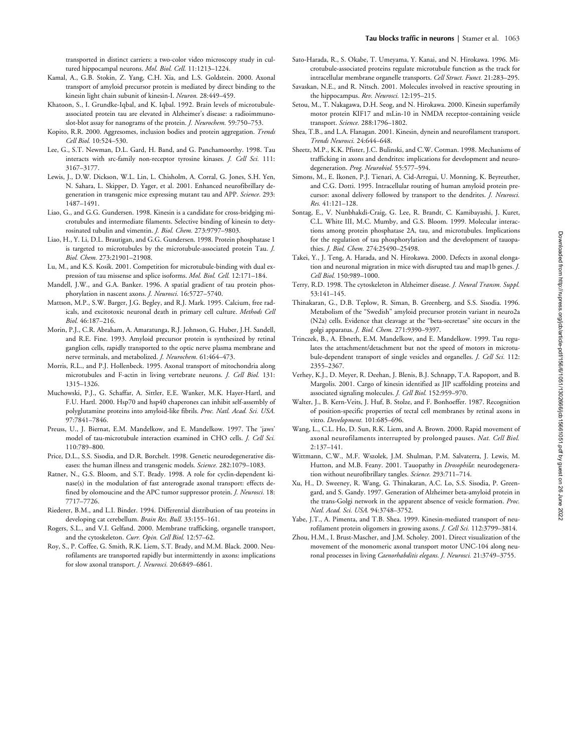transported in distinct carriers: a two-color video microscopy study in cultured hippocampal neurons. *Mol. Biol. Cell.* 11:1213–1224.

Kamal, A., G.B. Stokin, Z. Yang, C.H. Xia, and L.S. Goldstein. 2000. Axonal transport of amyloid precursor protein is mediated by direct binding to the kinesin light chain subunit of kinesin-I. *Neuron.* 28:449–459.

Khatoon, S., I. Grundke-Iqbal, and K. Iqbal. 1992. Brain levels of microtubule-associated protein tau are elevated in Alzheimer's disease: a radioimmuno-slot-blot assay for nanograms of the protein. *J. Neurochem.* 59:750–753.

Kopito, R.R. 2000. Aggresomes, inclusion bodies and protein aggregation. *Trends Cell Biol.* 10:524–530.

Lee, G., S.T. Newman, D.L. Gard, H. Band, and G. Panchamoorthy. 1998. Tau interacts with src-family non-receptor tyrosine kinases. *J. Cell Sci.* 111: 3167–3177.

Lewis, J., D.W. Dickson, W.L. Lin, L. Chisholm, A. Corral, G. Jones, S.H. Yen, N. Sahara, L. Skipper, D. Yager, et al. 2001. Enhanced neurofibrillary degeneration in transgenic mice expressing mutant tau and APP. *Science*. 293: 1487–1491.

Liao, G., and G.G. Gundersen. 1998. Kinesin is a candidate for cross-bridging microtubules and intermediate filaments. Selective binding of kinesin to detyrosinated tubulin and vimentin. *J. Biol. Chem.* 273:9797–9803.

Liao, H., Y. Li, D.L. Brautigan, and G.G. Gundersen. 1998. Protein phosphatase 1 is targeted to microtubules by the microtubule-associated protein Tau. *J. Biol. Chem.* 273:21901–21908.

Lu, M., and K.S. Kosik. 2001. Competition for microtubule-binding with dual expression of tau missense and splice isoforms. *Mol. Biol. Cell.* 12:171–184.

Mandell, J.W., and G.A. Banker. 1996. A spatial gradient of tau protein phosphorylation in nascent axons. *J. Neurosci.* 16:5727–5740.

Mattson, M.P., S.W. Barger, J.G. Begley, and R.J. Mark. 1995. Calcium, free radicals, and excitotoxic neuronal death in primary cell culture. *Methods Cell Biol.* 46:187–216.

Morin, P.J., C.R. Abraham, A. Amaratunga, R.J. Johnson, G. Huber, J.H. Sandell, and R.E. Fine. 1993. Amyloid precursor protein is synthesized by retinal ganglion cells, rapidly transported to the optic nerve plasma membrane and nerve terminals, and metabolized. *J. Neurochem.* 61:464–473.

Morris, R.L., and P.J. Hollenbeck. 1995. Axonal transport of mitochondria along microtubules and F-actin in living vertebrate neurons. *J. Cell Biol.* 131: 1315–1326.

Muchowski, P.J., G. Schaffar, A. Sittler, E.E. Wanker, M.K. Hayer-Hartl, and F.U. Hartl. 2000. Hsp70 and hsp40 chaperones can inhibit self-assembly of polyglutamine proteins into amyloid-like fibrils. *Proc. Natl. Acad. Sci. USA.* 97:7841–7846.

Preuss, U., J. Biernat, E.M. Mandelkow, and E. Mandelkow. 1997. The 'jaws' model of tau-microtubule interaction examined in CHO cells. *J. Cell Sci.* 110:789–800.

Price, D.L., S.S. Sisodia, and D.R. Borchelt. 1998. Genetic neurodegenerative diseases: the human illness and transgenic models. *Science.* 282:1079–1083.

Ratner, N., G.S. Bloom, and S.T. Brady. 1998. A role for cyclin-dependent kinase(s) in the modulation of fast anterograde axonal transport: effects defined by olomoucine and the APC tumor suppressor protein. *J. Neurosci.* 18: 7717–7726.

Riederer, B.M., and L.I. Binder. 1994. Differential distribution of tau proteins in developing cat cerebellum. *Brain Res. Bull.* 33:155–161.

Rogers, S.L., and V.I. Gelfand. 2000. Membrane trafficking, organelle transport, and the cytoskeleton. *Curr. Opin. Cell Biol.* 12:57–62.

Roy, S., P. Coffee, G. Smith, R.K. Liem, S.T. Brady, and M.M. Black. 2000. Neurofilaments are transported rapidly but intermittently in axons: implications for slow axonal transport. *J. Neurosci.* 20:6849–6861.

Sato-Harada, R., S. Okabe, T. Umeyama, Y. Kanai, and N. Hirokawa. 1996. Microtubule-associated proteins regulate microtubule function as the track for intracellular membrane organelle transports. *Cell Struct. Funct.* 21:283–295.

Savaskan, N.E., and R. Nitsch. 2001. Molecules involved in reactive sprouting in the hippocampus. *Rev. Neurosci.* 12:195–215.

Setou, M., T. Nakagawa, D.H. Seog, and N. Hirokawa. 2000. Kinesin superfamily motor protein KIF17 and mLin-10 in NMDA receptor-containing vesicle transport. *Science.* 288:1796–1802.

Shea, T.B., and L.A. Flanagan. 2001. Kinesin, dynein and neurofilament transport. *Trends Neurosci.* 24:644–648.

Sheetz, M.P., K.K. Pfister, J.C. Bulinski, and C.W. Cotman. 1998. Mechanisms of trafficking in axons and dendrites: implications for development and neurodegeneration. *Prog. Neurobiol.* 55:577–594.

Simons, M., E. Ikonen, P.J. Tienari, A. Cid-Arregui, U. Monning, K. Beyreuther, and C.G. Dotti. 1995. Intracellular routing of human amyloid protein precursor: axonal delivery followed by transport to the dendrites. *J. Neurosci. Res.* 41:121–128.

Sontag, E., V. Nunbhakdi-Craig, G. Lee, R. Brandt, C. Kamibayashi, J. Kuret, C.L. White III, M.C. Mumby, and G.S. Bloom. 1999. Molecular interactions among protein phosphatase 2A, tau, and microtubules. Implications for the regulation of tau phosphorylation and the development of tauopathies. *J. Biol. Chem.* 274:25490–25498.

Takei, Y., J. Teng, A. Harada, and N. Hirokawa. 2000. Defects in axonal elongation and neuronal migration in mice with disrupted tau and map1b genes. *J. Cell Biol.* 150:989–1000.

Terry, R.D. 1998. The cytoskeleton in Alzheimer disease. *J. Neural Transm. Suppl.* 53:141–145.

Thinakaran, G., D.B. Teplow, R. Siman, B. Greenberg, and S.S. Sisodia. 1996. Metabolism of the "Swedish" amyloid precursor protein variant in neuro2a (N2a) cells. Evidence that cleavage at the "beta-secretase" site occurs in the golgi apparatus. *J. Biol. Chem.* 271:9390–9397.

Trinczek, B., A. Ebneth, E.M. Mandelkow, and E. Mandelkow. 1999. Tau regulates the attachment/detachment but not the speed of motors in microtubule-dependent transport of single vesicles and organelles. *J. Cell Sci.* 112: 2355–2367.

Verhey, K.J., D. Meyer, R. Deehan, J. Blenis, B.J. Schnapp, T.A. Rapoport, and B. Margolis. 2001. Cargo of kinesin identified as JIP scaffolding proteins and associated signaling molecules. *J. Cell Biol.* 152:959–970.

Walter, J., B. Kern-Veits, J. Huf, B. Stolze, and F. Bonhoeffer. 1987. Recognition of position-specific properties of tectal cell membranes by retinal axons in vitro. *Development.* 101:685–696.

Wang, L., C.L. Ho, D. Sun, R.K. Liem, and A. Brown. 2000. Rapid movement of axonal neurofilaments interrupted by prolonged pauses. *Nat. Cell Biol.* 2:137–141.

Wittmann, C.W., M.F. Wszolek, J.M. Shulman, P.M. Salvaterra, J. Lewis, M. Hutton, and M.B. Feany. 2001. Tauopathy in *Drosophila*: neurodegeneration without neurofibrillary tangles. *Science.* 293:711–714.

Xu, H., D. Sweeney, R. Wang, G. Thinakaran, A.C. Lo, S.S. Sisodia, P. Greengard, and S. Gandy. 1997. Generation of Alzheimer beta-amyloid protein in the trans-Golgi network in the apparent absence of vesicle formation. *Proc. Natl. Acad. Sci. USA.* 94:3748–3752.

Yabe, J.T., A. Pimenta, and T.B. Shea. 1999. Kinesin-mediated transport of neurofilament protein oligomers in growing axons. *J. Cell Sci.* 112:3799–3814.

Zhou, H.M., I. Brust-Mascher, and J.M. Scholey. 2001. Direct visualization of the movement of the monomeric axonal transport motor UNC-104 along neuronal processes in living *Caenorhabditis elegans. J. Neurosci.* 21:3749–3755.